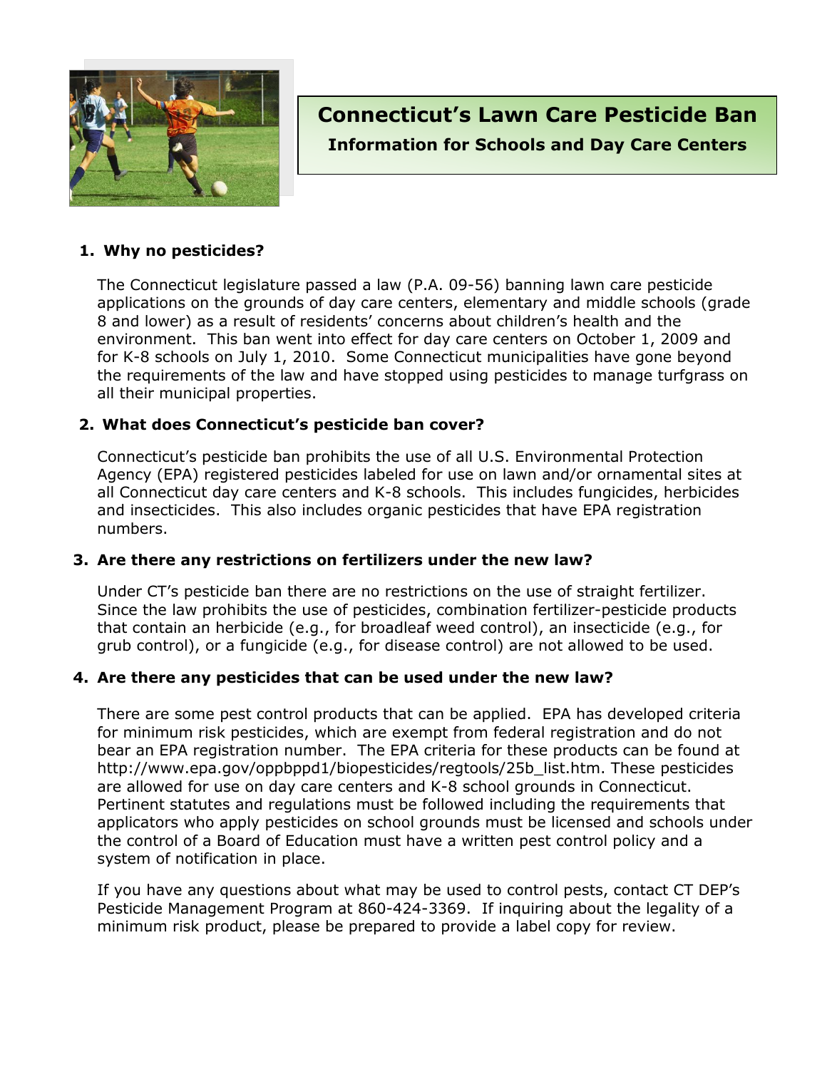# Connecticut's Lawn Care Pesticide Ban

**Information for Schools and Day Care Centers**

1. **Why no pesticides?**

   The Connecticut legislature passed a law (P.A. 09-56) banning lawn care pesticide applications on the grounds of day care centers, elementary and middle schools (grade 8 and lower) as a result of residents' concerns about children's health and the environment. This ban went into effect for day care centers on October 1, 2009 and for K-8 schools on July 1, 2010. Some Connecticut municipalities have gone beyond the requirements of the law and have stopped using pesticides to manage turfgrass on all their municipal properties.

2. **What does Connecticut's pesticide ban cover?**

   Connecticut's pesticide ban prohibits the use of all U.S. Environmental Protection Agency (EPA) registered pesticides labeled for use on lawn and/or ornamental sites at all Connecticut day care centers and K-8 schools. This includes fungicides, herbicides and insecticides. This also includes organic pesticides that have EPA registration numbers.

3. **Are there any restrictions on fertilizers under the new law?**

   Under CT's pesticide ban there are no restrictions on the use of straight fertilizer. Since the law prohibits the use of pesticides, combination fertilizer-pesticide products that contain an herbicide (e.g., for broadleaf weed control), an insecticide (e.g., for grub control), or a fungicide (e.g., for disease control) are not allowed to be used.

4. **Are there any pesticides that can be used under the new law?**

   There are some pest control products that can be applied. EPA has developed criteria for minimum risk pesticides, which are exempt from federal registration and do not bear an EPA registration number. The EPA criteria for these products can be found at http://www.epa.gov/oppbppd1/biopesticides/regtools/25b_list.htm. These pesticides are allowed for use on day care centers and K-8 school grounds in Connecticut. Pertinent statutes and regulations must be followed including the requirements that applicators who apply pesticides on school grounds must be licensed and schools under the control of a Board of Education must have a written pest control policy and a system of notification in place.

   If you have any questions about what may be used to control pests, contact CT DEP's Pesticide Management Program at 860-424-3369. If inquiring about the legality of a minimum risk product, please be prepared to provide a label copy for review.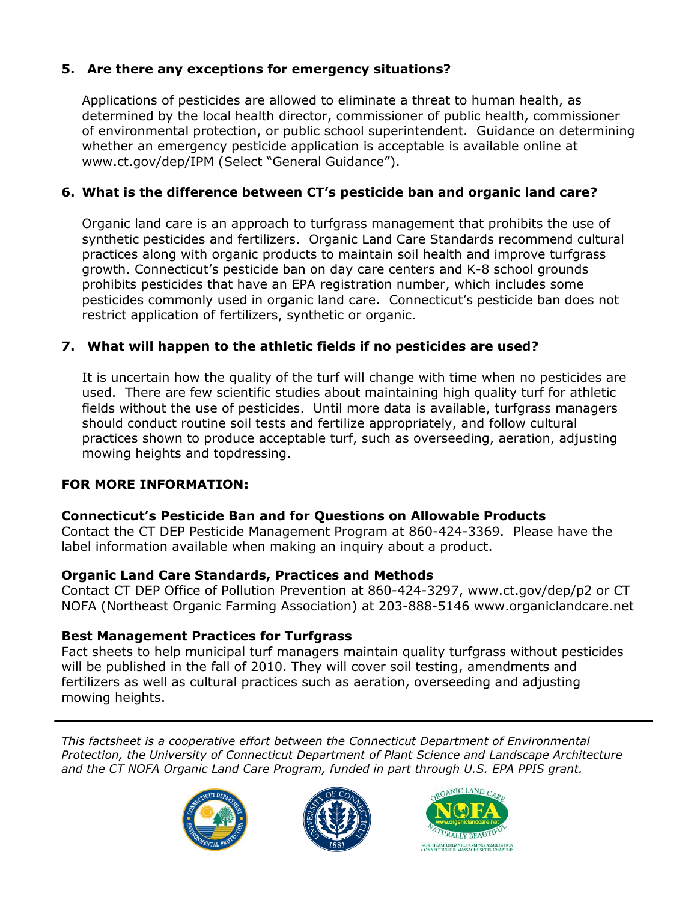### 5. Are there any exceptions for emergency situations?

Applications of pesticides are allowed to eliminate a threat to human health, as determined by the local health director, commissioner of public health, commissioner of environmental protection, or public school superintendent. Guidance on determining whether an emergency pesticide application is acceptable is available online at www.ct.gov/dep/IPM (Select "General Guidance").

### 6. What is the difference between CT's pesticide ban and organic land care?

Organic land care is an approach to turfgrass management that prohibits the use of synthetic pesticides and fertilizers. Organic Land Care Standards recommend cultural practices along with organic products to maintain soil health and improve turfgrass growth. Connecticut's pesticide ban on day care centers and K-8 school grounds prohibits pesticides that have an EPA registration number, which includes some pesticides commonly used in organic land care. Connecticut's pesticide ban does not restrict application of fertilizers, synthetic or organic.

### 7. What will happen to the athletic fields if no pesticides are used?

It is uncertain how the quality of the turf will change with time when no pesticides are used. There are few scientific studies about maintaining high quality turf for athletic fields without the use of pesticides. Until more data is available, turfgrass managers should conduct routine soil tests and fertilize appropriately, and follow cultural practices shown to produce acceptable turf, such as overseeding, aeration, adjusting mowing heights and topdressing.

## FOR MORE INFORMATION:

**Connecticut's Pesticide Ban and for Questions on Allowable Products**
Contact the CT DEP Pesticide Management Program at 860-424-3369. Please have the label information available when making an inquiry about a product.

**Organic Land Care Standards, Practices and Methods**
Contact CT DEP Office of Pollution Prevention at 860-424-3297, www.ct.gov/dep/p2 or CT NOFA (Northeast Organic Farming Association) at 203-888-5146 www.organiclandcare.net

**Best Management Practices for Turfgrass**
Fact sheets to help municipal turf managers maintain quality turfgrass without pesticides will be published in the fall of 2010. They will cover soil testing, amendments and fertilizers as well as cultural practices such as aeration, overseeding and adjusting mowing heights.

---

*This factsheet is a cooperative effort between the Connecticut Department of Environmental Protection, the University of Connecticut Department of Plant Science and Landscape Architecture and the CT NOFA Organic Land Care Program, funded in part through U.S. EPA PPIS grant.*